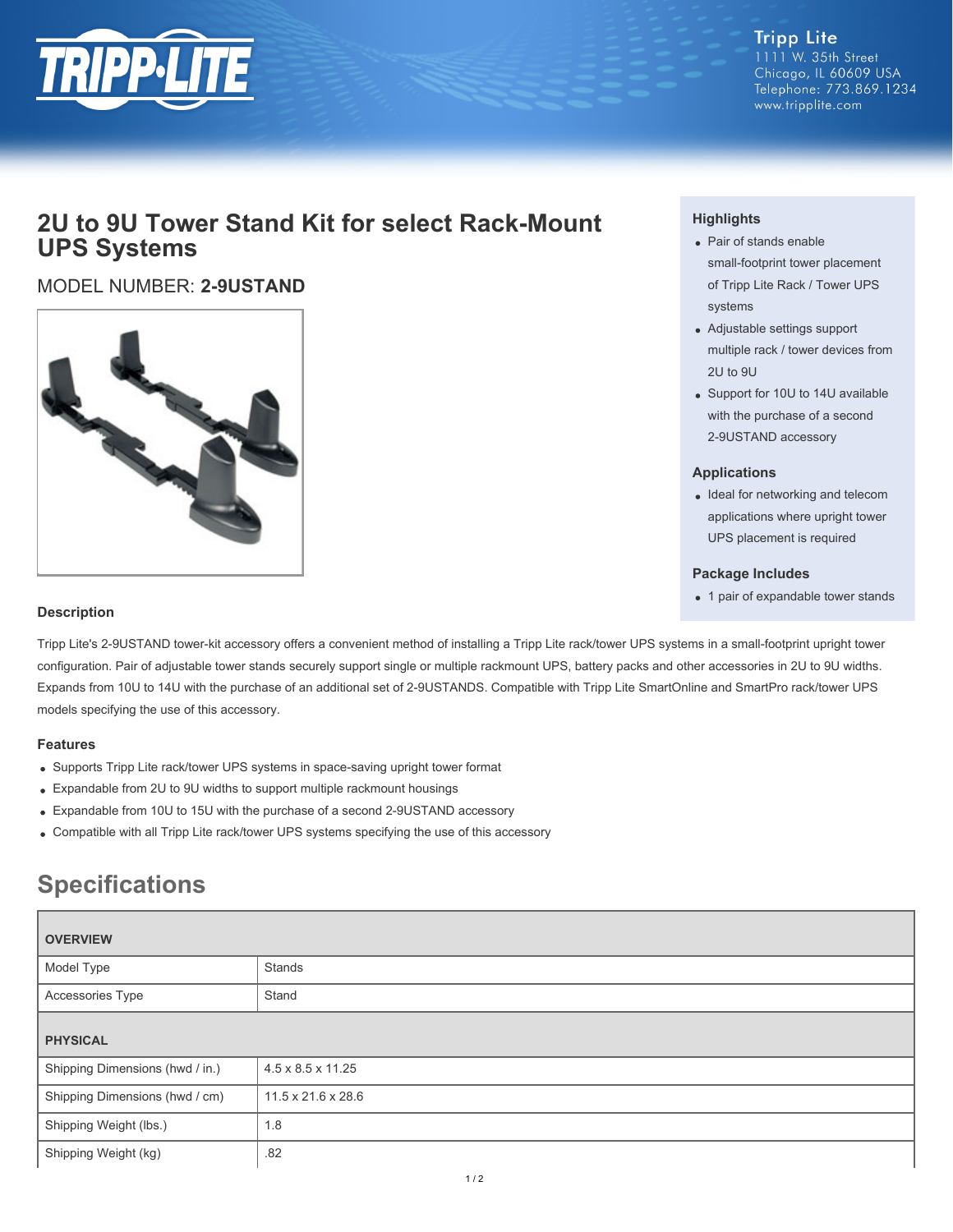Tripp Lite
1111 W. 35th Street
Chicago, IL 60609 USA
Telephone: 773.869.1234
www.tripplite.com

# 2U to 9U Tower Stand Kit for select Rack-Mount UPS Systems

MODEL NUMBER: **2-9USTAND**

### Highlights

- Pair of stands enable small-footprint tower placement of Tripp Lite Rack / Tower UPS systems
- Adjustable settings support multiple rack / tower devices from 2U to 9U
- Support for 10U to 14U available with the purchase of a second 2-9USTAND accessory

### Applications

- Ideal for networking and telecom applications where upright tower UPS placement is required

### Package Includes

- 1 pair of expandable tower stands

### Description

Tripp Lite's 2-9USTAND tower-kit accessory offers a convenient method of installing a Tripp Lite rack/tower UPS systems in a small-footprint upright tower configuration. Pair of adjustable tower stands securely support single or multiple rackmount UPS, battery packs and other accessories in 2U to 9U widths. Expands from 10U to 14U with the purchase of an additional set of 2-9USTANDS. Compatible with Tripp Lite SmartOnline and SmartPro rack/tower UPS models specifying the use of this accessory.

### Features

- Supports Tripp Lite rack/tower UPS systems in space-saving upright tower format
- Expandable from 2U to 9U widths to support multiple rackmount housings
- Expandable from 10U to 15U with the purchase of a second 2-9USTAND accessory
- Compatible with all Tripp Lite rack/tower UPS systems specifying the use of this accessory

## Specifications

| OVERVIEW | |
|---|---|
| Model Type | Stands |
| Accessories Type | Stand |
| **PHYSICAL** | |
| Shipping Dimensions (hwd / in.) | 4.5 x 8.5 x 11.25 |
| Shipping Dimensions (hwd / cm) | 11.5 x 21.6 x 28.6 |
| Shipping Weight (lbs.) | 1.8 |
| Shipping Weight (kg) | .82 |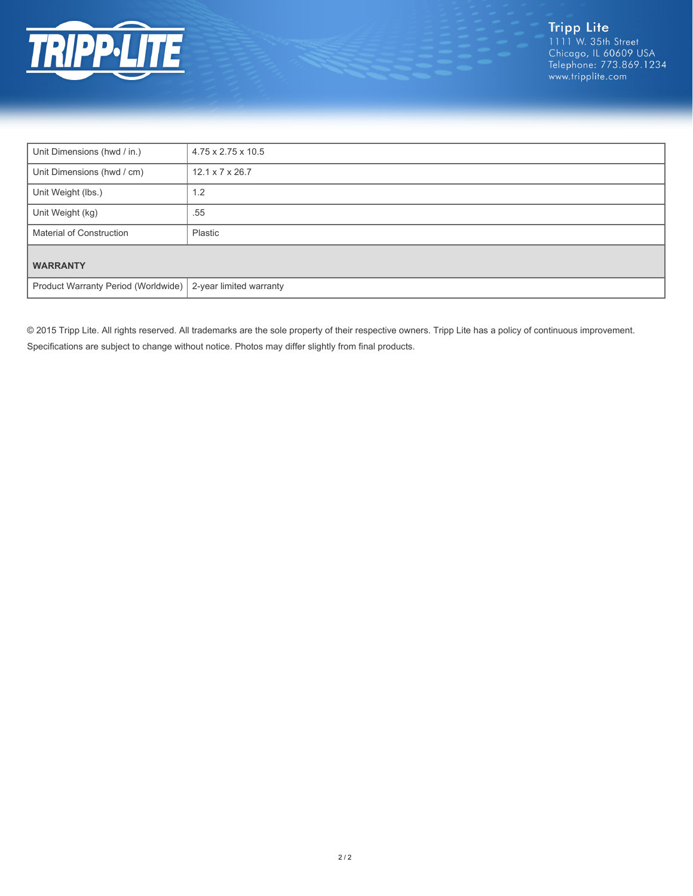| | |
|---|---|
| Unit Dimensions (hwd / in.) | 4.75 x 2.75 x 10.5 |
| Unit Dimensions (hwd / cm) | 12.1 x 7 x 26.7 |
| Unit Weight (lbs.) | 1.2 |
| Unit Weight (kg) | .55 |
| Material of Construction | Plastic |
| **WARRANTY** | |
| Product Warranty Period (Worldwide) | 2-year limited warranty |

© 2015 Tripp Lite. All rights reserved. All trademarks are the sole property of their respective owners. Tripp Lite has a policy of continuous improvement. Specifications are subject to change without notice. Photos may differ slightly from final products.